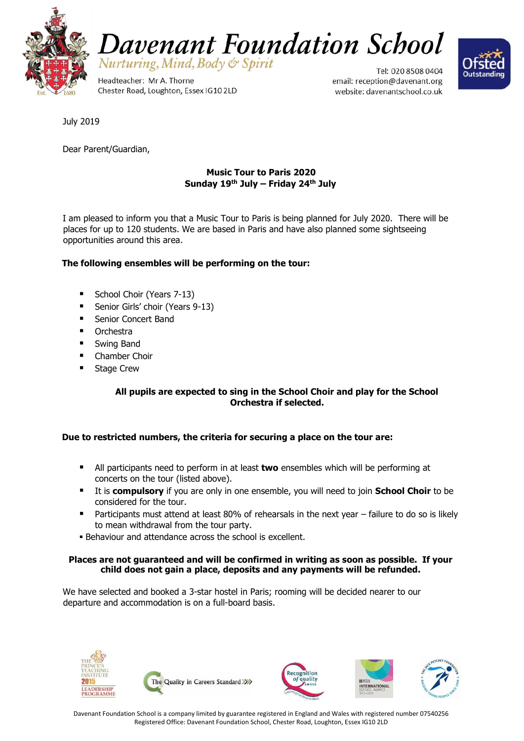# Davenant Foundation School

*Nurturing, Mind, Body & Spirit*

Headteacher: Mr A. Thorne
Chester Road, Loughton, Essex IG10 2LD

Tel: 020 8508 0404
email: reception@davenant.org
website: davenantschool.co.uk

July 2019

Dear Parent/Guardian,

**Music Tour to Paris 2020**
**Sunday 19th July – Friday 24th July**

I am pleased to inform you that a Music Tour to Paris is being planned for July 2020. There will be places for up to 120 students. We are based in Paris and have also planned some sightseeing opportunities around this area.

**The following ensembles will be performing on the tour:**

- School Choir (Years 7-13)
- Senior Girls' choir (Years 9-13)
- Senior Concert Band
- Orchestra
- Swing Band
- Chamber Choir
- Stage Crew

**All pupils are expected to sing in the School Choir and play for the School Orchestra if selected.**

**Due to restricted numbers, the criteria for securing a place on the tour are:**

- All participants need to perform in at least **two** ensembles which will be performing at concerts on the tour (listed above).
- It is **compulsory** if you are only in one ensemble, you will need to join **School Choir** to be considered for the tour.
- Participants must attend at least 80% of rehearsals in the next year – failure to do so is likely to mean withdrawal from the tour party.
- Behaviour and attendance across the school is excellent.

**Places are not guaranteed and will be confirmed in writing as soon as possible. If your child does not gain a place, deposits and any payments will be refunded.**

We have selected and booked a 3-star hostel in Paris; rooming will be decided nearer to our departure and accommodation is on a full-board basis.

Davenant Foundation School is a company limited by guarantee registered in England and Wales with registered number 07540256
Registered Office: Davenant Foundation School, Chester Road, Loughton, Essex IG10 2LD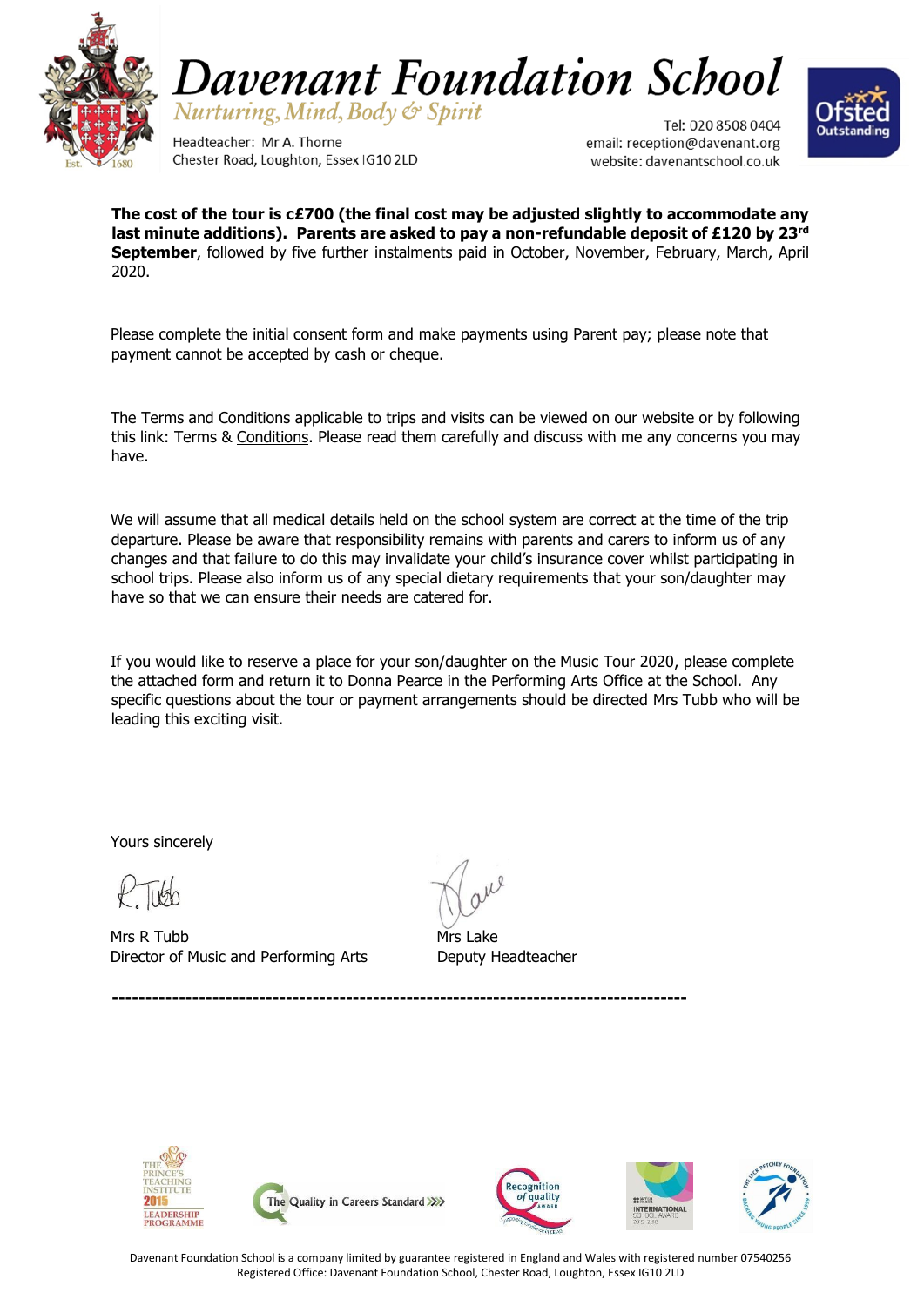**The cost of the tour is c£700 (the final cost may be adjusted slightly to accommodate any last minute additions). Parents are asked to pay a non-refundable deposit of £120 by 23rd September**, followed by five further instalments paid in October, November, February, March, April 2020.

Please complete the initial consent form and make payments using Parent pay; please note that payment cannot be accepted by cash or cheque.

The Terms and Conditions applicable to trips and visits can be viewed on our website or by following this link: Terms & Conditions. Please read them carefully and discuss with me any concerns you may have.

We will assume that all medical details held on the school system are correct at the time of the trip departure. Please be aware that responsibility remains with parents and carers to inform us of any changes and that failure to do this may invalidate your child's insurance cover whilst participating in school trips. Please also inform us of any special dietary requirements that your son/daughter may have so that we can ensure their needs are catered for.

If you would like to reserve a place for your son/daughter on the Music Tour 2020, please complete the attached form and return it to Donna Pearce in the Performing Arts Office at the School. Any specific questions about the tour or payment arrangements should be directed Mrs Tubb who will be leading this exciting visit.

Yours sincerely

Mrs R Tubb
Director of Music and Performing Arts

Mrs Lake
Deputy Headteacher

---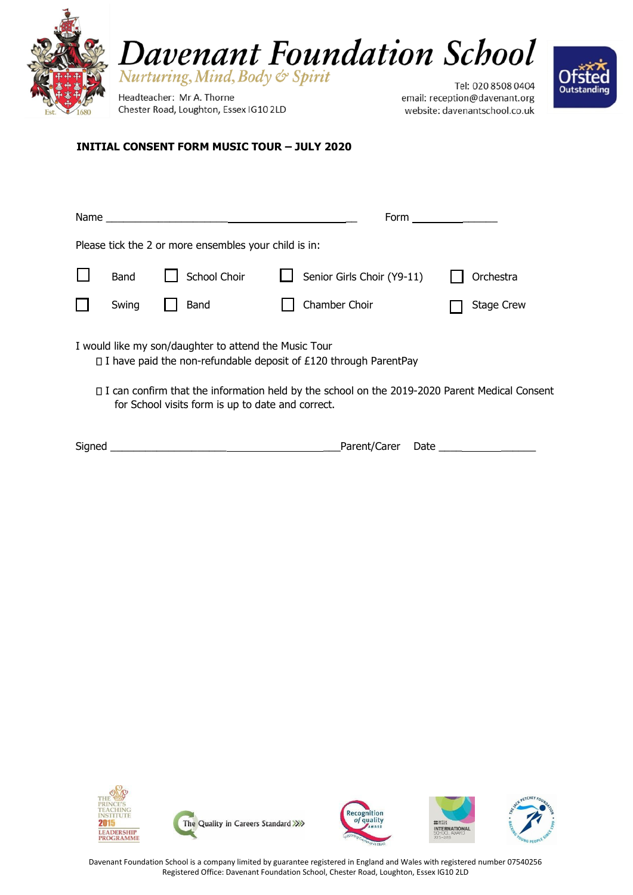# Davenant Foundation School

*Nurturing, Mind, Body & Spirit*

Headteacher: Mr A. Thorne
Chester Road, Loughton, Essex IG10 2LD

Tel: 020 8508 0404
email: reception@davenant.org
website: davenantschool.co.uk

**INITIAL CONSENT FORM MUSIC TOUR – JULY 2020**

Name ________________________________________________ Form ________________

Please tick the 2 or more ensembles your child is in:

| | | | |
|---|---|---|---|
| ☐ Band | ☐ School Choir | ☐ Senior Girls Choir (Y9-11) | ☐ Orchestra |
| ☐ Swing | ☐ Band | ☐ Chamber Choir | ☐ Stage Crew |

I would like my son/daughter to attend the Music Tour

☐ I have paid the non-refundable deposit of £120 through ParentPay

☐ I can confirm that the information held by the school on the 2019-2020 Parent Medical Consent for School visits form is up to date and correct.

Signed ________________________________________________Parent/Carer Date ____________________

Davenant Foundation School is a company limited by guarantee registered in England and Wales with registered number 07540256
Registered Office: Davenant Foundation School, Chester Road, Loughton, Essex IG10 2LD